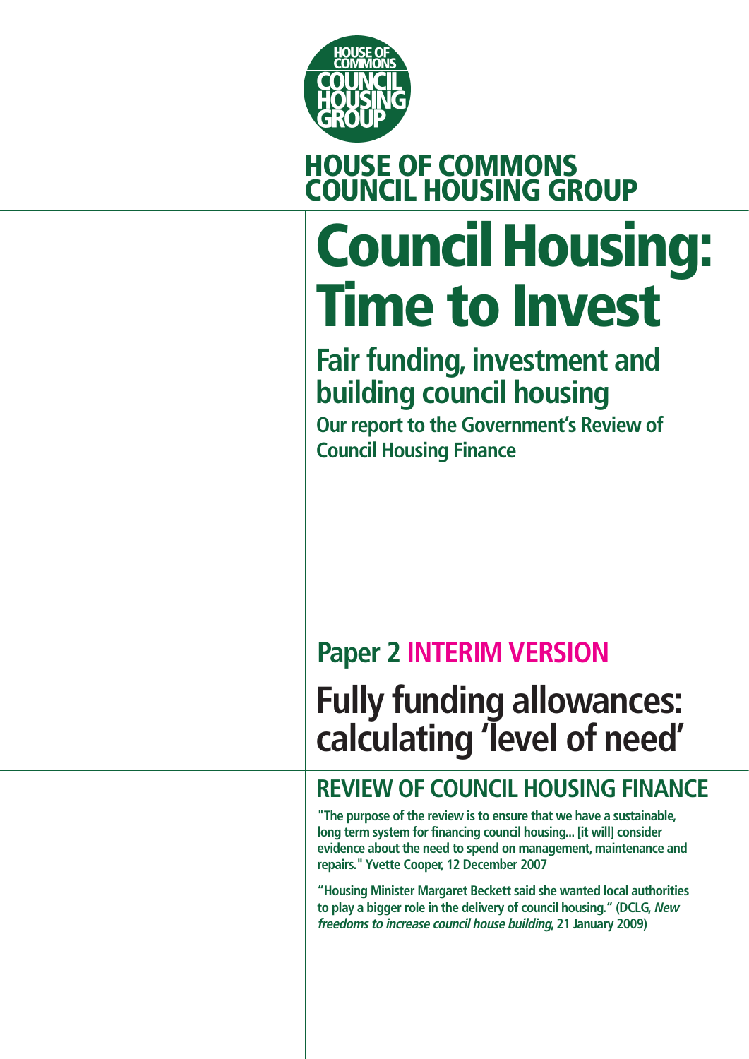HOUSE OF COMMONS COUNCIL HOUSING GROUP

# HOUSE OF COMMONS COUNCIL HOUSING GROUP

# Council Housing: Time to Invest

## Fair funding, investment and building council housing

### Our report to the Government's Review of Council Housing Finance

## Paper 2 INTERIM VERSION

# Fully funding allowances: calculating 'level of need'

## REVIEW OF COUNCIL HOUSING FINANCE

**"The purpose of the review is to ensure that we have a sustainable, long term system for financing council housing... [it will] consider evidence about the need to spend on management, maintenance and repairs." Yvette Cooper, 12 December 2007**

**"Housing Minister Margaret Beckett said she wanted local authorities to play a bigger role in the delivery of council housing." (DCLG, *New freedoms to increase council house building*, 21 January 2009)**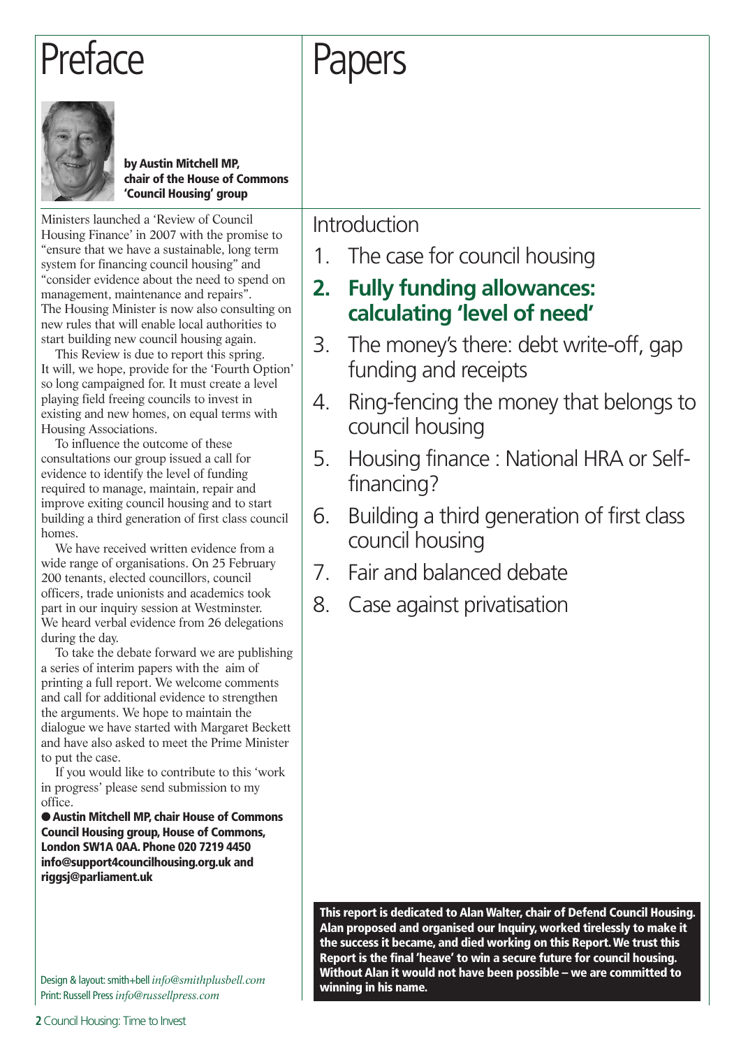# Preface

**by Austin Mitchell MP, chair of the House of Commons 'Council Housing' group**

Ministers launched a 'Review of Council Housing Finance' in 2007 with the promise to "ensure that we have a sustainable, long term system for financing council housing" and "consider evidence about the need to spend on management, maintenance and repairs". The Housing Minister is now also consulting on new rules that will enable local authorities to start building new council housing again.

This Review is due to report this spring. It will, we hope, provide for the 'Fourth Option' so long campaigned for. It must create a level playing field freeing councils to invest in existing and new homes, on equal terms with Housing Associations.

To influence the outcome of these consultations our group issued a call for evidence to identify the level of funding required to manage, maintain, repair and improve exiting council housing and to start building a third generation of first class council homes.

We have received written evidence from a wide range of organisations. On 25 February 200 tenants, elected councillors, council officers, trade unionists and academics took part in our inquiry session at Westminster. We heard verbal evidence from 26 delegations during the day.

To take the debate forward we are publishing a series of interim papers with the aim of printing a full report. We welcome comments and call for additional evidence to strengthen the arguments. We hope to maintain the dialogue we have started with Margaret Beckett and have also asked to meet the Prime Minister to put the case.

If you would like to contribute to this 'work in progress' please send submission to my office.

● **Austin Mitchell MP, chair House of Commons Council Housing group, House of Commons, London SW1A 0AA. Phone 020 7219 4450 info@support4councilhousing.org.uk and riggsj@parliament.uk**

Design & layout: smith+bell *info@smithplusbell.com*
Print: Russell Press *info@russellpress.com*

# Papers

Introduction

1. The case for council housing
2. **Fully funding allowances: calculating 'level of need'**
3. The money's there: debt write-off, gap funding and receipts
4. Ring-fencing the money that belongs to council housing
5. Housing finance : National HRA or Self-financing?
6. Building a third generation of first class council housing
7. Fair and balanced debate
8. Case against privatisation

**This report is dedicated to Alan Walter, chair of Defend Council Housing. Alan proposed and organised our Inquiry, worked tirelessly to make it the success it became, and died working on this Report. We trust this Report is the final 'heave' to win a secure future for council housing. Without Alan it would not have been possible – we are committed to winning in his name.**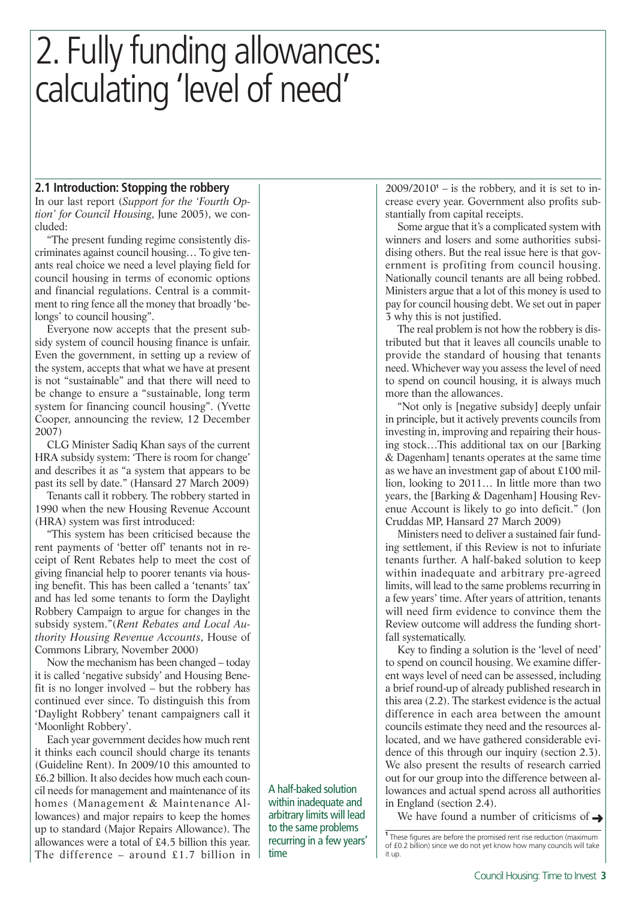# 2. Fully funding allowances: calculating 'level of need'

## 2.1 Introduction: Stopping the robbery

In our last report (*Support for the 'Fourth Option' for Council Housing*, June 2005), we concluded:

"The present funding regime consistently discriminates against council housing… To give tenants real choice we need a level playing field for council housing in terms of economic options and financial regulations. Central is a commitment to ring fence all the money that broadly 'belongs' to council housing".

Everyone now accepts that the present subsidy system of council housing finance is unfair. Even the government, in setting up a review of the system, accepts that what we have at present is not "sustainable" and that there will need to be change to ensure a "sustainable, long term system for financing council housing". (Yvette Cooper, announcing the review, 12 December 2007)

CLG Minister Sadiq Khan says of the current HRA subsidy system: 'There is room for change' and describes it as "a system that appears to be past its sell by date." (Hansard 27 March 2009)

Tenants call it robbery. The robbery started in 1990 when the new Housing Revenue Account (HRA) system was first introduced:

"This system has been criticised because the rent payments of 'better off' tenants not in receipt of Rent Rebates help to meet the cost of giving financial help to poorer tenants via housing benefit. This has been called a 'tenants' tax' and has led some tenants to form the Daylight Robbery Campaign to argue for changes in the subsidy system."(*Rent Rebates and Local Authority Housing Revenue Accounts*, House of Commons Library, November 2000)

Now the mechanism has been changed – today it is called 'negative subsidy' and Housing Benefit is no longer involved – but the robbery has continued ever since. To distinguish this from 'Daylight Robbery' tenant campaigners call it 'Moonlight Robbery'.

Each year government decides how much rent it thinks each council should charge its tenants (Guideline Rent). In 2009/10 this amounted to £6.2 billion. It also decides how much each council needs for management and maintenance of its homes (Management & Maintenance Allowances) and major repairs to keep the homes up to standard (Major Repairs Allowance). The allowances were a total of £4.5 billion this year. The difference – around £1.7 billion in 2009/2010[1] – is the robbery, and it is set to increase every year. Government also profits substantially from capital receipts.

Some argue that it's a complicated system with winners and losers and some authorities subsidising others. But the real issue here is that government is profiting from council housing. Nationally council tenants are all being robbed. Ministers argue that a lot of this money is used to pay for council housing debt. We set out in paper 3 why this is not justified.

The real problem is not how the robbery is distributed but that it leaves all councils unable to provide the standard of housing that tenants need. Whichever way you assess the level of need to spend on council housing, it is always much more than the allowances.

"Not only is [negative subsidy] deeply unfair in principle, but it actively prevents councils from investing in, improving and repairing their housing stock…This additional tax on our [Barking & Dagenham] tenants operates at the same time as we have an investment gap of about £100 million, looking to 2011… In little more than two years, the [Barking & Dagenham] Housing Revenue Account is likely to go into deficit." (Jon Cruddas MP, Hansard 27 March 2009)

Ministers need to deliver a sustained fair funding settlement, if this Review is not to infuriate tenants further. A half-baked solution to keep within inadequate and arbitrary pre-agreed limits, will lead to the same problems recurring in a few years' time. After years of attrition, tenants will need firm evidence to convince them the Review outcome will address the funding shortfall systematically.

Key to finding a solution is the 'level of need' to spend on council housing. We examine different ways level of need can be assessed, including a brief round-up of already published research in this area (2.2). The starkest evidence is the actual difference in each area between the amount councils estimate they need and the resources allocated, and we have gathered considerable evidence of this through our inquiry (section 2.3). We also present the results of research carried out for our group into the difference between allowances and actual spend across all authorities in England (section 2.4).

A half-baked solution within inadequate and arbitrary limits will lead to the same problems recurring in a few years' time

We have found a number of criticisms of →

[1] These figures are before the promised rent rise reduction (maximum of £0.2 billion) since we do not yet know how many councils will take it up.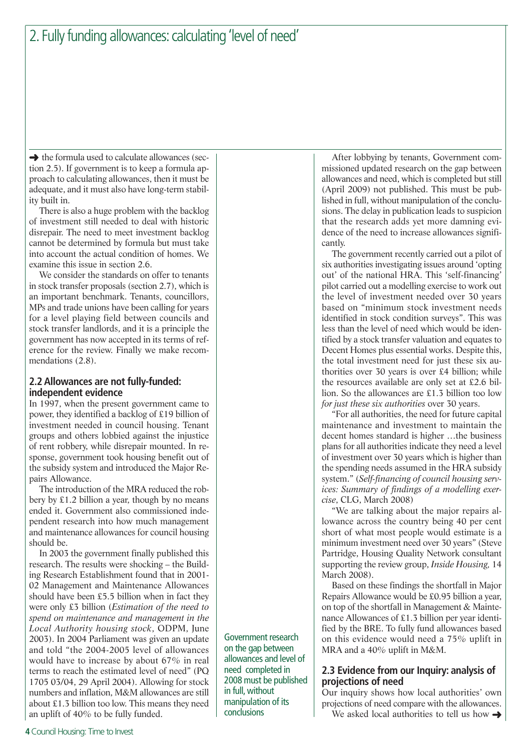# 2. Fully funding allowances: calculating 'level of need'

➜ the formula used to calculate allowances (section 2.5). If government is to keep a formula approach to calculating allowances, then it must be adequate, and it must also have long-term stability built in.

There is also a huge problem with the backlog of investment still needed to deal with historic disrepair. The need to meet investment backlog cannot be determined by formula but must take into account the actual condition of homes. We examine this issue in section 2.6.

We consider the standards on offer to tenants in stock transfer proposals (section 2.7), which is an important benchmark. Tenants, councillors, MPs and trade unions have been calling for years for a level playing field between councils and stock transfer landlords, and it is a principle the government has now accepted in its terms of reference for the review. Finally we make recommendations (2.8).

## 2.2 Allowances are not fully-funded: independent evidence

In 1997, when the present government came to power, they identified a backlog of £19 billion of investment needed in council housing. Tenant groups and others lobbied against the injustice of rent robbery, while disrepair mounted. In response, government took housing benefit out of the subsidy system and introduced the Major Repairs Allowance.

The introduction of the MRA reduced the robbery by £1.2 billion a year, though by no means ended it. Government also commissioned independent research into how much management and maintenance allowances for council housing should be.

In 2003 the government finally published this research. The results were shocking – the Building Research Establishment found that in 2001-02 Management and Maintenance Allowances should have been £5.5 billion when in fact they were only £3 billion (*Estimation of the need to spend on maintenance and management in the Local Authority housing stock*, ODPM, June 2003). In 2004 Parliament was given an update and told "the 2004-2005 level of allowances would have to increase by about 67% in real terms to reach the estimated level of need" (PQ 1705 03/04, 29 April 2004). Allowing for stock numbers and inflation, M&M allowances are still about £1.3 billion too low. This means they need an uplift of 40% to be fully funded.

Government research on the gap between allowances and level of need completed in 2008 must be published in full, without manipulation of its conclusions

After lobbying by tenants, Government commissioned updated research on the gap between allowances and need, which is completed but still (April 2009) not published. This must be published in full, without manipulation of the conclusions. The delay in publication leads to suspicion that the research adds yet more damning evidence of the need to increase allowances significantly.

The government recently carried out a pilot of six authorities investigating issues around 'opting out' of the national HRA. This 'self-financing' pilot carried out a modelling exercise to work out the level of investment needed over 30 years based on "minimum stock investment needs identified in stock condition surveys". This was less than the level of need which would be identified by a stock transfer valuation and equates to Decent Homes plus essential works. Despite this, the total investment need for just these six authorities over 30 years is over £4 billion; while the resources available are only set at £2.6 billion. So the allowances are £1.3 billion too low *for just these six authorities* over 30 years.

"For all authorities, the need for future capital maintenance and investment to maintain the decent homes standard is higher …the business plans for all authorities indicate they need a level of investment over 30 years which is higher than the spending needs assumed in the HRA subsidy system." (*Self-financing of council housing services: Summary of findings of a modelling exercise*, CLG, March 2008)

"We are talking about the major repairs allowance across the country being 40 per cent short of what most people would estimate is a minimum investment need over 30 years" (Steve Partridge, Housing Quality Network consultant supporting the review group, *Inside Housing,* 14 March 2008).

Based on these findings the shortfall in Major Repairs Allowance would be £0.95 billion a year, on top of the shortfall in Management & Maintenance Allowances of £1.3 billion per year identified by the BRE. To fully fund allowances based on this evidence would need a 75% uplift in MRA and a 40% uplift in M&M.

## 2.3 Evidence from our Inquiry: analysis of projections of need

Our inquiry shows how local authorities' own projections of need compare with the allowances.

We asked local authorities to tell us how ➜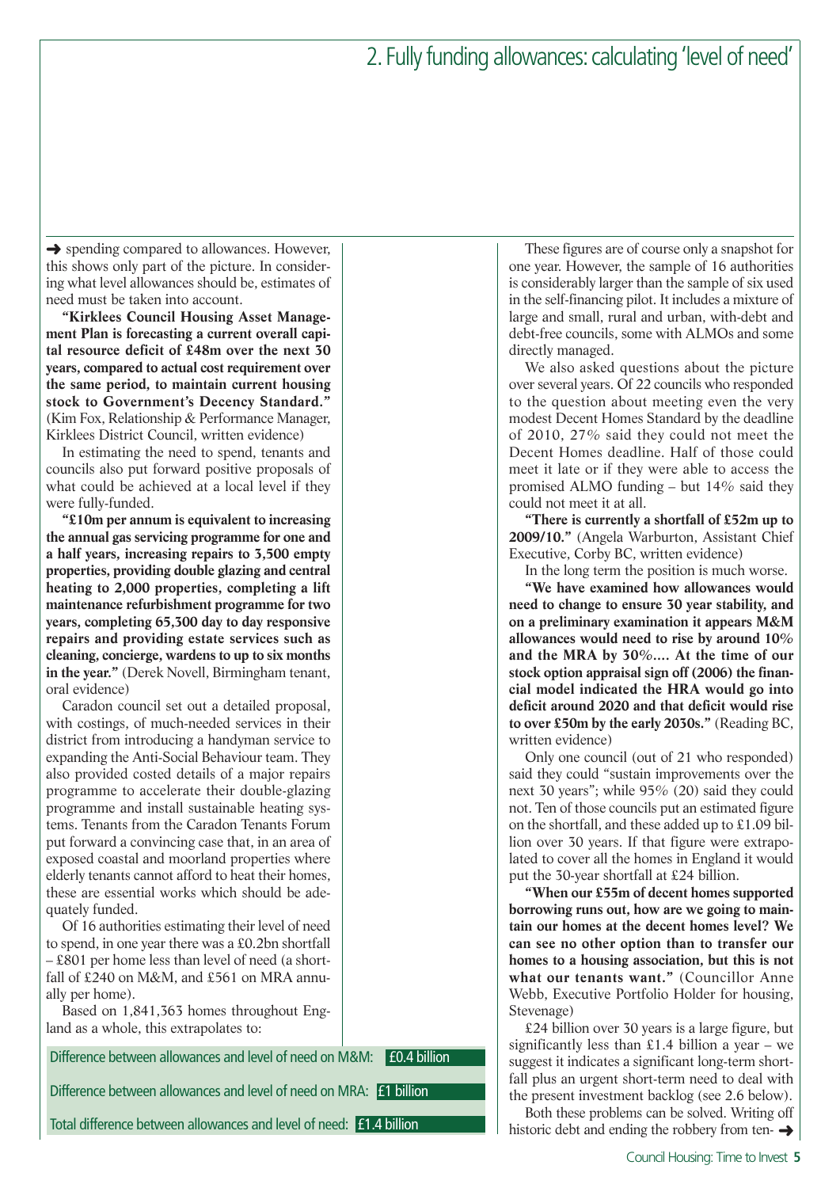## 2. Fully funding allowances: calculating 'level of need'

➜ spending compared to allowances. However, this shows only part of the picture. In considering what level allowances should be, estimates of need must be taken into account.

**"Kirklees Council Housing Asset Management Plan is forecasting a current overall capital resource deficit of £48m over the next 30 years, compared to actual cost requirement over the same period, to maintain current housing stock to Government's Decency Standard."** (Kim Fox, Relationship & Performance Manager, Kirklees District Council, written evidence)

In estimating the need to spend, tenants and councils also put forward positive proposals of what could be achieved at a local level if they were fully-funded.

**"£10m per annum is equivalent to increasing the annual gas servicing programme for one and a half years, increasing repairs to 3,500 empty properties, providing double glazing and central heating to 2,000 properties, completing a lift maintenance refurbishment programme for two years, completing 65,300 day to day responsive repairs and providing estate services such as cleaning, concierge, wardens to up to six months in the year."** (Derek Novell, Birmingham tenant, oral evidence)

Caradon council set out a detailed proposal, with costings, of much-needed services in their district from introducing a handyman service to expanding the Anti-Social Behaviour team. They also provided costed details of a major repairs programme to accelerate their double-glazing programme and install sustainable heating systems. Tenants from the Caradon Tenants Forum put forward a convincing case that, in an area of exposed coastal and moorland properties where elderly tenants cannot afford to heat their homes, these are essential works which should be adequately funded.

Of 16 authorities estimating their level of need to spend, in one year there was a £0.2bn shortfall – £801 per home less than level of need (a shortfall of £240 on M&M, and £561 on MRA annually per home).

Based on 1,841,363 homes throughout England as a whole, this extrapolates to:

| | |
|---|---|
| Difference between allowances and level of need on M&M: | £0.4 billion |
| Difference between allowances and level of need on MRA: | £1 billion |
| Total difference between allowances and level of need: | £1.4 billion |

These figures are of course only a snapshot for one year. However, the sample of 16 authorities is considerably larger than the sample of six used in the self-financing pilot. It includes a mixture of large and small, rural and urban, with-debt and debt-free councils, some with ALMOs and some directly managed.

We also asked questions about the picture over several years. Of 22 councils who responded to the question about meeting even the very modest Decent Homes Standard by the deadline of 2010, 27% said they could not meet the Decent Homes deadline. Half of those could meet it late or if they were able to access the promised ALMO funding – but 14% said they could not meet it at all.

**"There is currently a shortfall of £52m up to 2009/10."** (Angela Warburton, Assistant Chief Executive, Corby BC, written evidence)

In the long term the position is much worse.

**"We have examined how allowances would need to change to ensure 30 year stability, and on a preliminary examination it appears M&M allowances would need to rise by around 10% and the MRA by 30%.... At the time of our stock option appraisal sign off (2006) the financial model indicated the HRA would go into deficit around 2020 and that deficit would rise to over £50m by the early 2030s."** (Reading BC, written evidence)

Only one council (out of 21 who responded) said they could "sustain improvements over the next 30 years"; while 95% (20) said they could not. Ten of those councils put an estimated figure on the shortfall, and these added up to £1.09 billion over 30 years. If that figure were extrapolated to cover all the homes in England it would put the 30-year shortfall at £24 billion.

**"When our £55m of decent homes supported borrowing runs out, how are we going to maintain our homes at the decent homes level? We can see no other option than to transfer our homes to a housing association, but this is not what our tenants want."** (Councillor Anne Webb, Executive Portfolio Holder for housing, Stevenage)

£24 billion over 30 years is a large figure, but significantly less than £1.4 billion a year – we suggest it indicates a significant long-term shortfall plus an urgent short-term need to deal with the present investment backlog (see 2.6 below).

Both these problems can be solved. Writing off historic debt and ending the robbery from ten- ➜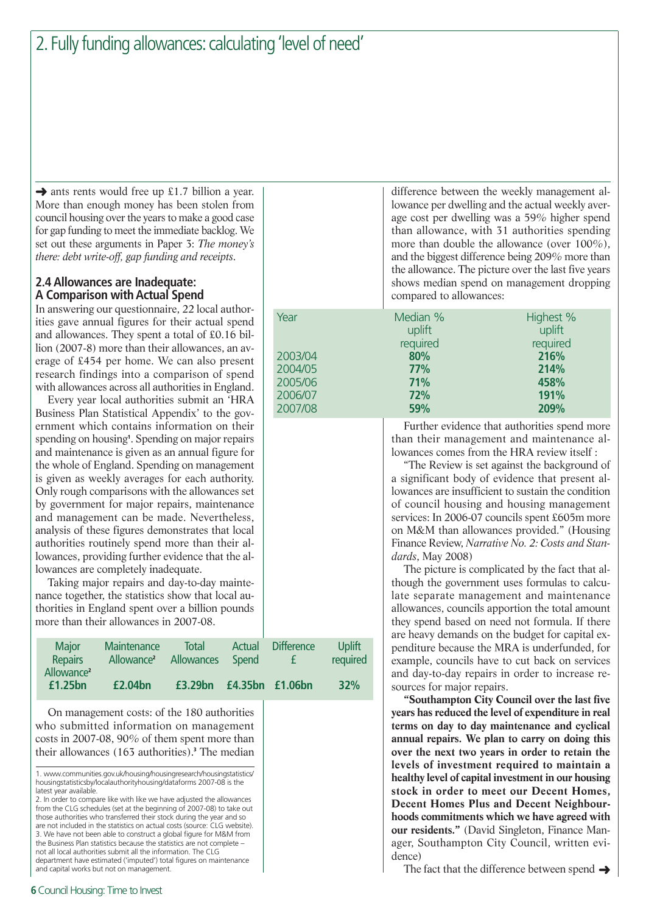# 2. Fully funding allowances: calculating 'level of need'

➜ ants rents would free up £1.7 billion a year. More than enough money has been stolen from council housing over the years to make a good case for gap funding to meet the immediate backlog. We set out these arguments in Paper 3: *The money's there: debt write-off, gap funding and receipts*.

## 2.4 Allowances are Inadequate: A Comparison with Actual Spend

In answering our questionnaire, 22 local authorities gave annual figures for their actual spend and allowances. They spent a total of £0.16 billion (2007-8) more than their allowances, an average of £454 per home. We can also present research findings into a comparison of spend with allowances across all authorities in England.

Every year local authorities submit an 'HRA Business Plan Statistical Appendix' to the government which contains information on their spending on housing[1]. Spending on major repairs and maintenance is given as an annual figure for the whole of England. Spending on management is given as weekly averages for each authority. Only rough comparisons with the allowances set by government for major repairs, maintenance and management can be made. Nevertheless, analysis of these figures demonstrates that local authorities routinely spend more than their allowances, providing further evidence that the allowances are completely inadequate.

Taking major repairs and day-to-day maintenance together, the statistics show that local authorities in England spent over a billion pounds more than their allowances in 2007-08.

| Major Repairs Allowance[2] | Maintenance Allowance[2] | Total Allowances | Actual Spend | Difference £ | Uplift required |
|---|---|---|---|---|---|
| **£1.25bn** | **£2.04bn** | **£3.29bn** | **£4.35bn** | **£1.06bn** | **32%** |

On management costs: of the 180 authorities who submitted information on management costs in 2007-08, 90% of them spent more than their allowances (163 authorities).[3] The median difference between the weekly management allowance per dwelling and the actual weekly average cost per dwelling was a 59% higher spend than allowance, with 31 authorities spending more than double the allowance (over 100%), and the biggest difference being 209% more than the allowance. The picture over the last five years shows median spend on management dropping compared to allowances:

| Year | Median % uplift required | Highest % uplift required |
|---|---|---|
| 2003/04 | **80%** | **216%** |
| 2004/05 | **77%** | **214%** |
| 2005/06 | **71%** | **458%** |
| 2006/07 | **72%** | **191%** |
| 2007/08 | **59%** | **209%** |

Further evidence that authorities spend more than their management and maintenance allowances comes from the HRA review itself :

"The Review is set against the background of a significant body of evidence that present allowances are insufficient to sustain the condition of council housing and housing management services: In 2006-07 councils spent £605m more on M&M than allowances provided." (Housing Finance Review, *Narrative No. 2: Costs and Standards*, May 2008)

The picture is complicated by the fact that although the government uses formulas to calculate separate management and maintenance allowances, councils apportion the total amount they spend based on need not formula. If there are heavy demands on the budget for capital expenditure because the MRA is underfunded, for example, councils have to cut back on services and day-to-day repairs in order to increase resources for major repairs.

**"Southampton City Council over the last five years has reduced the level of expenditure in real terms on day to day maintenance and cyclical annual repairs. We plan to carry on doing this over the next two years in order to retain the levels of investment required to maintain a healthy level of capital investment in our housing stock in order to meet our Decent Homes, Decent Homes Plus and Decent Neighbourhoods commitments which we have agreed with our residents."** (David Singleton, Finance Manager, Southampton City Council, written evidence)

The fact that the difference between spend ➜

---

1. www.communities.gov.uk/housing/housingresearch/housingstatistics/housingstatisticsby/localauthorityhousing/dataforms 2007-08 is the latest year available.
2. In order to compare like with like we have adjusted the allowances from the CLG schedules (set at the beginning of 2007-08) to take out those authorities who transferred their stock during the year and so are not included in the statistics on actual costs (source: CLG website).
3. We have not been able to construct a global figure for M&M from the Business Plan statistics because the statistics are not complete – not all local authorities submit all the information. The CLG department have estimated ('imputed') total figures on maintenance and capital works but not on management.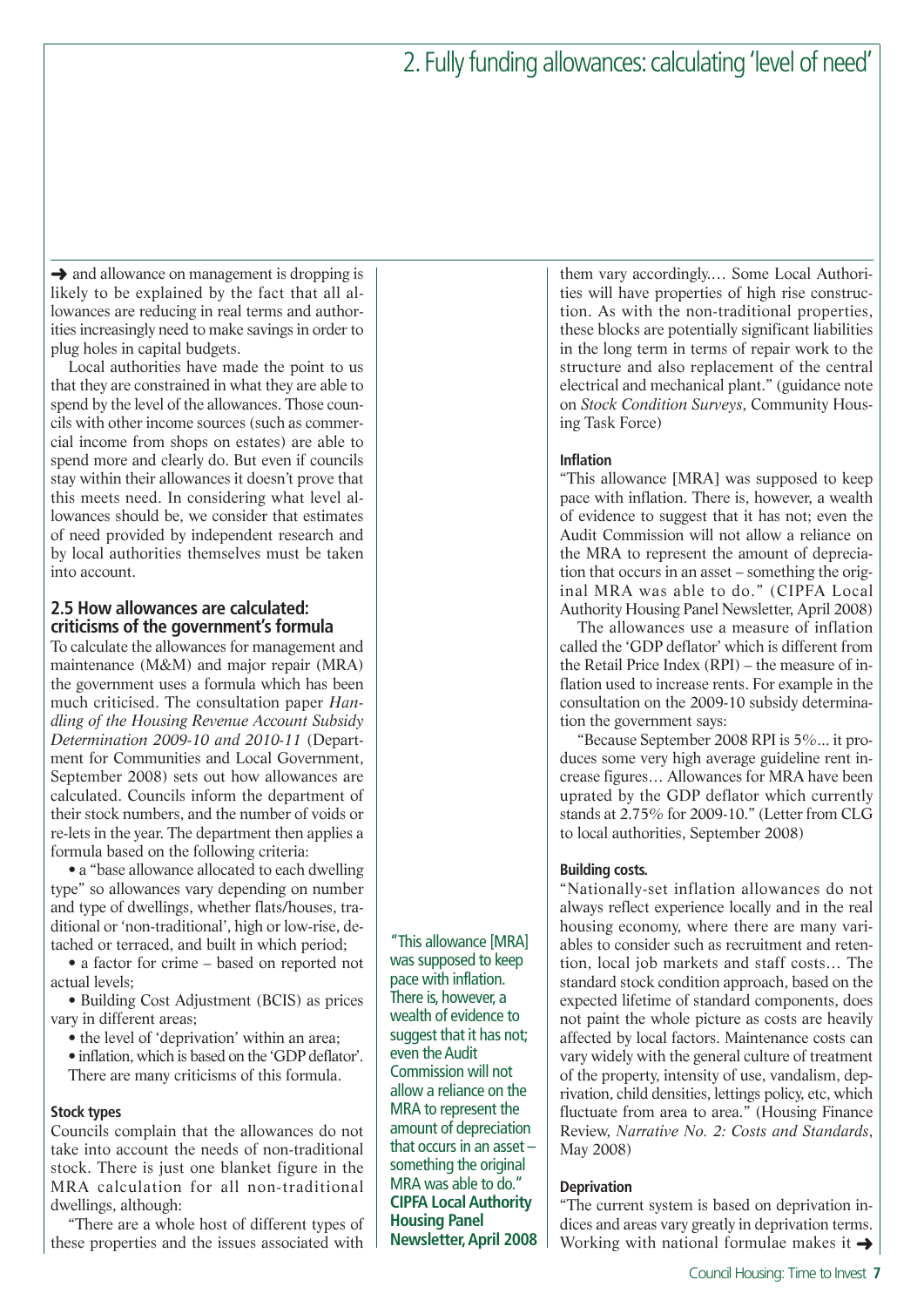## 2. Fully funding allowances: calculating 'level of need'

➜ and allowance on management is dropping is likely to be explained by the fact that all allowances are reducing in real terms and authorities increasingly need to make savings in order to plug holes in capital budgets.

Local authorities have made the point to us that they are constrained in what they are able to spend by the level of the allowances. Those councils with other income sources (such as commercial income from shops on estates) are able to spend more and clearly do. But even if councils stay within their allowances it doesn't prove that this meets need. In considering what level allowances should be, we consider that estimates of need provided by independent research and by local authorities themselves must be taken into account.

### 2.5 How allowances are calculated: criticisms of the government's formula

To calculate the allowances for management and maintenance (M&M) and major repair (MRA) the government uses a formula which has been much criticised. The consultation paper *Handling of the Housing Revenue Account Subsidy Determination 2009-10 and 2010-11* (Department for Communities and Local Government, September 2008) sets out how allowances are calculated. Councils inform the department of their stock numbers, and the number of voids or re-lets in the year. The department then applies a formula based on the following criteria:

- a "base allowance allocated to each dwelling type" so allowances vary depending on number and type of dwellings, whether flats/houses, traditional or 'non-traditional', high or low-rise, detached or terraced, and built in which period;
- a factor for crime – based on reported not actual levels;
- Building Cost Adjustment (BCIS) as prices vary in different areas;
- the level of 'deprivation' within an area;
- inflation, which is based on the 'GDP deflator'.

There are many criticisms of this formula.

#### Stock types

Councils complain that the allowances do not take into account the needs of non-traditional stock. There is just one blanket figure in the MRA calculation for all non-traditional dwellings, although:

"There are a whole host of different types of these properties and the issues associated with them vary accordingly.… Some Local Authorities will have properties of high rise construction. As with the non-traditional properties, these blocks are potentially significant liabilities in the long term in terms of repair work to the structure and also replacement of the central electrical and mechanical plant." (guidance note on *Stock Condition Surveys*, Community Housing Task Force)

#### Inflation

"This allowance [MRA] was supposed to keep pace with inflation. There is, however, a wealth of evidence to suggest that it has not; even the Audit Commission will not allow a reliance on the MRA to represent the amount of depreciation that occurs in an asset – something the original MRA was able to do." (CIPFA Local Authority Housing Panel Newsletter, April 2008)

The allowances use a measure of inflation called the 'GDP deflator' which is different from the Retail Price Index (RPI) – the measure of inflation used to increase rents. For example in the consultation on the 2009-10 subsidy determination the government says:

"Because September 2008 RPI is 5%... it produces some very high average guideline rent increase figures… Allowances for MRA have been uprated by the GDP deflator which currently stands at 2.75% for 2009-10." (Letter from CLG to local authorities, September 2008)

#### Building costs.

"Nationally-set inflation allowances do not always reflect experience locally and in the real housing economy, where there are many variables to consider such as recruitment and retention, local job markets and staff costs… The standard stock condition approach, based on the expected lifetime of standard components, does not paint the whole picture as costs are heavily affected by local factors. Maintenance costs can vary widely with the general culture of treatment of the property, intensity of use, vandalism, deprivation, child densities, lettings policy, etc, which fluctuate from area to area." (Housing Finance Review, *Narrative No. 2: Costs and Standards*, May 2008)

#### Deprivation

"The current system is based on deprivation indices and areas vary greatly in deprivation terms. Working with national formulae makes it ➜

"This allowance [MRA] was supposed to keep pace with inflation. There is, however, a wealth of evidence to suggest that it has not; even the Audit Commission will not allow a reliance on the MRA to represent the amount of depreciation that occurs in an asset – something the original MRA was able to do." **CIPFA Local Authority Housing Panel Newsletter, April 2008**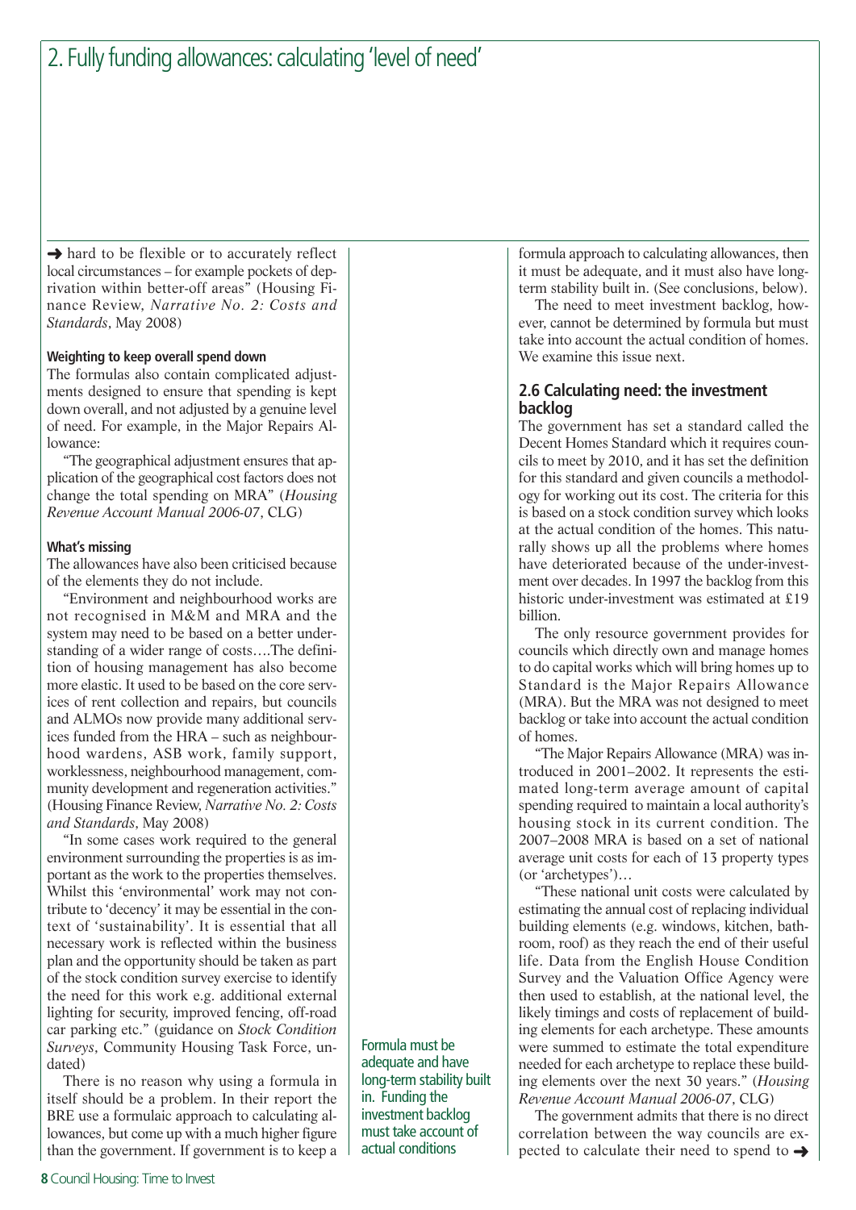## 2. Fully funding allowances: calculating 'level of need'

➜ hard to be flexible or to accurately reflect local circumstances – for example pockets of deprivation within better-off areas" (Housing Finance Review, *Narrative No. 2: Costs and Standards*, May 2008)

**Weighting to keep overall spend down**

The formulas also contain complicated adjustments designed to ensure that spending is kept down overall, and not adjusted by a genuine level of need. For example, in the Major Repairs Allowance:

"The geographical adjustment ensures that application of the geographical cost factors does not change the total spending on MRA" (*Housing Revenue Account Manual 2006-07*, CLG)

**What's missing**

The allowances have also been criticised because of the elements they do not include.

"Environment and neighbourhood works are not recognised in M&M and MRA and the system may need to be based on a better understanding of a wider range of costs….The definition of housing management has also become more elastic. It used to be based on the core services of rent collection and repairs, but councils and ALMOs now provide many additional services funded from the HRA – such as neighbourhood wardens, ASB work, family support, worklessness, neighbourhood management, community development and regeneration activities." (Housing Finance Review, *Narrative No. 2: Costs and Standards*, May 2008)

"In some cases work required to the general environment surrounding the properties is as important as the work to the properties themselves. Whilst this 'environmental' work may not contribute to 'decency' it may be essential in the context of 'sustainability'. It is essential that all necessary work is reflected within the business plan and the opportunity should be taken as part of the stock condition survey exercise to identify the need for this work e.g. additional external lighting for security, improved fencing, off-road car parking etc." (guidance on *Stock Condition Surveys*, Community Housing Task Force, undated)

There is no reason why using a formula in itself should be a problem. In their report the BRE use a formulaic approach to calculating allowances, but come up with a much higher figure than the government. If government is to keep a formula approach to calculating allowances, then it must be adequate, and it must also have long-term stability built in. (See conclusions, below).

The need to meet investment backlog, however, cannot be determined by formula but must take into account the actual condition of homes. We examine this issue next.

Formula must be adequate and have long-term stability built in. Funding the investment backlog must take account of actual conditions

### 2.6 Calculating need: the investment backlog

The government has set a standard called the Decent Homes Standard which it requires councils to meet by 2010, and it has set the definition for this standard and given councils a methodology for working out its cost. The criteria for this is based on a stock condition survey which looks at the actual condition of the homes. This naturally shows up all the problems where homes have deteriorated because of the under-investment over decades. In 1997 the backlog from this historic under-investment was estimated at £19 billion.

The only resource government provides for councils which directly own and manage homes to do capital works which will bring homes up to Standard is the Major Repairs Allowance (MRA). But the MRA was not designed to meet backlog or take into account the actual condition of homes.

"The Major Repairs Allowance (MRA) was introduced in 2001–2002. It represents the estimated long-term average amount of capital spending required to maintain a local authority's housing stock in its current condition. The 2007–2008 MRA is based on a set of national average unit costs for each of 13 property types (or 'archetypes')…

"These national unit costs were calculated by estimating the annual cost of replacing individual building elements (e.g. windows, kitchen, bathroom, roof) as they reach the end of their useful life. Data from the English House Condition Survey and the Valuation Office Agency were then used to establish, at the national level, the likely timings and costs of replacement of building elements for each archetype. These amounts were summed to estimate the total expenditure needed for each archetype to replace these building elements over the next 30 years." (*Housing Revenue Account Manual 2006-07*, CLG)

The government admits that there is no direct correlation between the way councils are expected to calculate their need to spend to ➜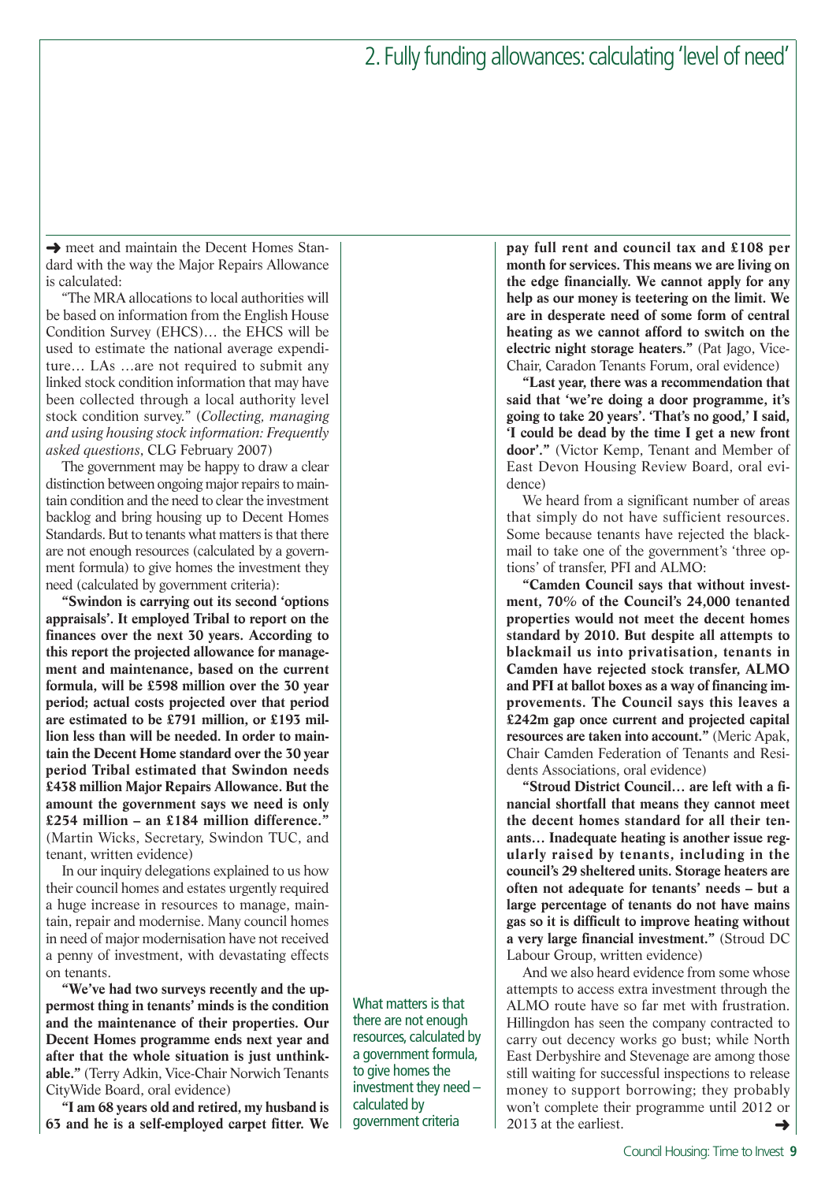## 2. Fully funding allowances: calculating 'level of need'

➜ meet and maintain the Decent Homes Standard with the way the Major Repairs Allowance is calculated:

"The MRA allocations to local authorities will be based on information from the English House Condition Survey (EHCS)… the EHCS will be used to estimate the national average expenditure… LAs …are not required to submit any linked stock condition information that may have been collected through a local authority level stock condition survey." (*Collecting, managing and using housing stock information: Frequently asked questions*, CLG February 2007)

The government may be happy to draw a clear distinction between ongoing major repairs to maintain condition and the need to clear the investment backlog and bring housing up to Decent Homes Standards. But to tenants what matters is that there are not enough resources (calculated by a government formula) to give homes the investment they need (calculated by government criteria):

**"Swindon is carrying out its second 'options appraisals'. It employed Tribal to report on the finances over the next 30 years. According to this report the projected allowance for management and maintenance, based on the current formula, will be £598 million over the 30 year period; actual costs projected over that period are estimated to be £791 million, or £193 million less than will be needed. In order to maintain the Decent Home standard over the 30 year period Tribal estimated that Swindon needs £438 million Major Repairs Allowance. But the amount the government says we need is only £254 million – an £184 million difference."** (Martin Wicks, Secretary, Swindon TUC, and tenant, written evidence)

In our inquiry delegations explained to us how their council homes and estates urgently required a huge increase in resources to manage, maintain, repair and modernise. Many council homes in need of major modernisation have not received a penny of investment, with devastating effects on tenants.

**"We've had two surveys recently and the uppermost thing in tenants' minds is the condition and the maintenance of their properties. Our Decent Homes programme ends next year and after that the whole situation is just unthinkable."** (Terry Adkin, Vice-Chair Norwich Tenants CityWide Board, oral evidence)

**"I am 68 years old and retired, my husband is 63 and he is a self-employed carpet fitter. We pay full rent and council tax and £108 per month for services. This means we are living on the edge financially. We cannot apply for any help as our money is teetering on the limit. We are in desperate need of some form of central heating as we cannot afford to switch on the electric night storage heaters."** (Pat Jago, Vice-Chair, Caradon Tenants Forum, oral evidence)

**"Last year, there was a recommendation that said that 'we're doing a door programme, it's going to take 20 years'. 'That's no good,' I said, 'I could be dead by the time I get a new front door'."** (Victor Kemp, Tenant and Member of East Devon Housing Review Board, oral evidence)

We heard from a significant number of areas that simply do not have sufficient resources. Some because tenants have rejected the blackmail to take one of the government's 'three options' of transfer, PFI and ALMO:

**"Camden Council says that without investment, 70% of the Council's 24,000 tenanted properties would not meet the decent homes standard by 2010. But despite all attempts to blackmail us into privatisation, tenants in Camden have rejected stock transfer, ALMO and PFI at ballot boxes as a way of financing improvements. The Council says this leaves a £242m gap once current and projected capital resources are taken into account."** (Meric Apak, Chair Camden Federation of Tenants and Residents Associations, oral evidence)

**"Stroud District Council… are left with a financial shortfall that means they cannot meet the decent homes standard for all their tenants… Inadequate heating is another issue regularly raised by tenants, including in the council's 29 sheltered units. Storage heaters are often not adequate for tenants' needs – but a large percentage of tenants do not have mains gas so it is difficult to improve heating without a very large financial investment."** (Stroud DC Labour Group, written evidence)

And we also heard evidence from some whose attempts to access extra investment through the ALMO route have so far met with frustration. Hillingdon has seen the company contracted to carry out decency works go bust; while North East Derbyshire and Stevenage are among those still waiting for successful inspections to release money to support borrowing; they probably won't complete their programme until 2012 or 2013 at the earliest. ➜

What matters is that there are not enough resources, calculated by a government formula, to give homes the investment they need – calculated by government criteria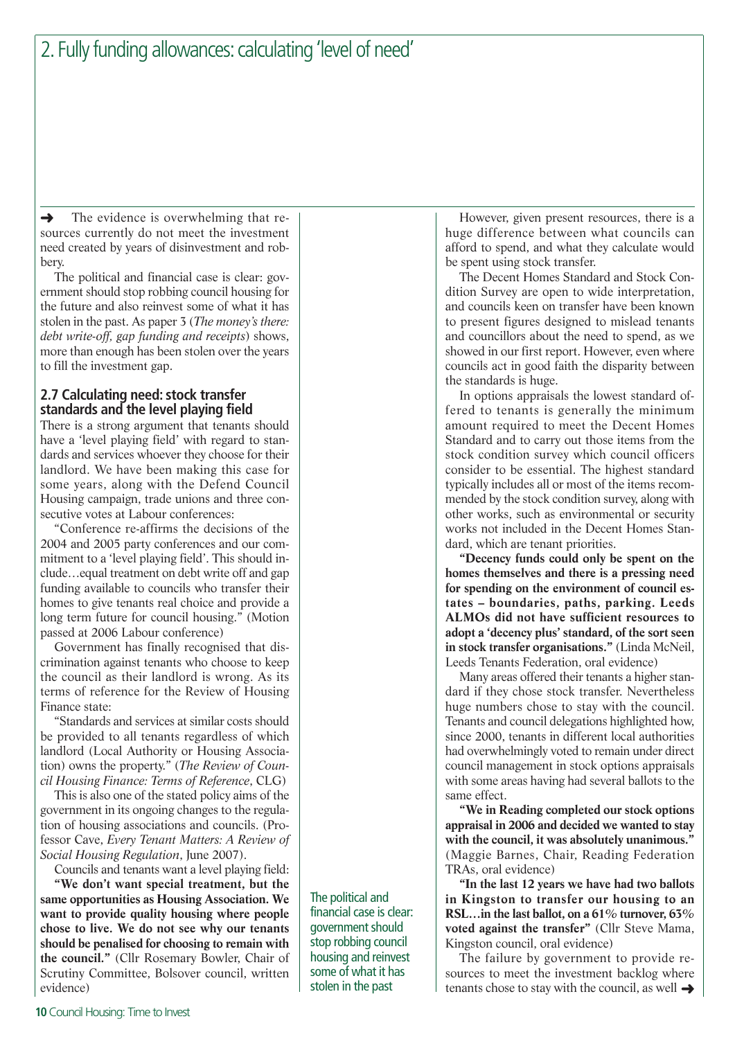# 2. Fully funding allowances: calculating 'level of need'

➜ The evidence is overwhelming that resources currently do not meet the investment need created by years of disinvestment and robbery.

The political and financial case is clear: government should stop robbing council housing for the future and also reinvest some of what it has stolen in the past. As paper 3 (*The money's there: debt write-off, gap funding and receipts*) shows, more than enough has been stolen over the years to fill the investment gap.

## 2.7 Calculating need: stock transfer standards and the level playing field

There is a strong argument that tenants should have a 'level playing field' with regard to standards and services whoever they choose for their landlord. We have been making this case for some years, along with the Defend Council Housing campaign, trade unions and three consecutive votes at Labour conferences:

"Conference re-affirms the decisions of the 2004 and 2005 party conferences and our commitment to a 'level playing field'. This should include…equal treatment on debt write off and gap funding available to councils who transfer their homes to give tenants real choice and provide a long term future for council housing." (Motion passed at 2006 Labour conference)

Government has finally recognised that discrimination against tenants who choose to keep the council as their landlord is wrong. As its terms of reference for the Review of Housing Finance state:

"Standards and services at similar costs should be provided to all tenants regardless of which landlord (Local Authority or Housing Association) owns the property." (*The Review of Council Housing Finance: Terms of Reference*, CLG)

This is also one of the stated policy aims of the government in its ongoing changes to the regulation of housing associations and councils. (Professor Cave, *Every Tenant Matters: A Review of Social Housing Regulation*, June 2007).

Councils and tenants want a level playing field:

**"We don't want special treatment, but the same opportunities as Housing Association. We want to provide quality housing where people chose to live. We do not see why our tenants should be penalised for choosing to remain with the council."** (Cllr Rosemary Bowler, Chair of Scrutiny Committee, Bolsover council, written evidence)

The political and financial case is clear: government should stop robbing council housing and reinvest some of what it has stolen in the past

However, given present resources, there is a huge difference between what councils can afford to spend, and what they calculate would be spent using stock transfer.

The Decent Homes Standard and Stock Condition Survey are open to wide interpretation, and councils keen on transfer have been known to present figures designed to mislead tenants and councillors about the need to spend, as we showed in our first report. However, even where councils act in good faith the disparity between the standards is huge.

In options appraisals the lowest standard offered to tenants is generally the minimum amount required to meet the Decent Homes Standard and to carry out those items from the stock condition survey which council officers consider to be essential. The highest standard typically includes all or most of the items recommended by the stock condition survey, along with other works, such as environmental or security works not included in the Decent Homes Standard, which are tenant priorities.

**"Decency funds could only be spent on the homes themselves and there is a pressing need for spending on the environment of council estates – boundaries, paths, parking. Leeds ALMOs did not have sufficient resources to adopt a 'decency plus' standard, of the sort seen in stock transfer organisations."** (Linda McNeil, Leeds Tenants Federation, oral evidence)

Many areas offered their tenants a higher standard if they chose stock transfer. Nevertheless huge numbers chose to stay with the council. Tenants and council delegations highlighted how, since 2000, tenants in different local authorities had overwhelmingly voted to remain under direct council management in stock options appraisals with some areas having had several ballots to the same effect.

**"We in Reading completed our stock options appraisal in 2006 and decided we wanted to stay with the council, it was absolutely unanimous."** (Maggie Barnes, Chair, Reading Federation TRAs, oral evidence)

**"In the last 12 years we have had two ballots in Kingston to transfer our housing to an RSL…in the last ballot, on a 61% turnover, 63% voted against the transfer"** (Cllr Steve Mama, Kingston council, oral evidence)

The failure by government to provide resources to meet the investment backlog where tenants chose to stay with the council, as well ➜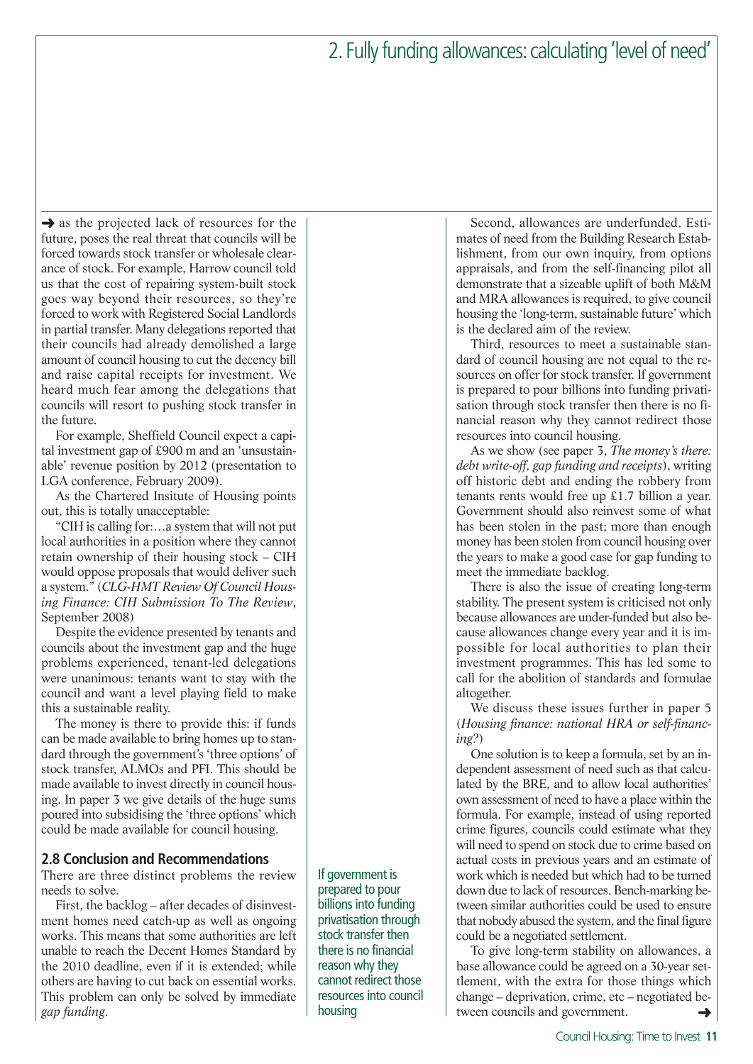➜ as the projected lack of resources for the future, poses the real threat that councils will be forced towards stock transfer or wholesale clearance of stock. For example, Harrow council told us that the cost of repairing system-built stock goes way beyond their resources, so they're forced to work with Registered Social Landlords in partial transfer. Many delegations reported that their councils had already demolished a large amount of council housing to cut the decency bill and raise capital receipts for investment. We heard much fear among the delegations that councils will resort to pushing stock transfer in the future.

For example, Sheffield Council expect a capital investment gap of £900 m and an 'unsustainable' revenue position by 2012 (presentation to LGA conference, February 2009).

As the Chartered Institute of Housing points out, this is totally unacceptable:

"CIH is calling for:…a system that will not put local authorities in a position where they cannot retain ownership of their housing stock – CIH would oppose proposals that would deliver such a system." (*CLG-HMT Review Of Council Housing Finance: CIH Submission To The Review*, September 2008)

Despite the evidence presented by tenants and councils about the investment gap and the huge problems experienced, tenant-led delegations were unanimous: tenants want to stay with the council and want a level playing field to make this a sustainable reality.

The money is there to provide this: if funds can be made available to bring homes up to standard through the government's 'three options' of stock transfer, ALMOs and PFI. This should be made available to invest directly in council housing. In paper 3 we give details of the huge sums poured into subsidising the 'three options' which could be made available for council housing.

### 2.8 Conclusion and Recommendations

There are three distinct problems the review needs to solve.

First, the backlog – after decades of disinvestment homes need catch-up as well as ongoing works. This means that some authorities are left unable to reach the Decent Homes Standard by the 2010 deadline, even if it is extended; while others are having to cut back on essential works. This problem can only be solved by immediate *gap funding*.

If government is prepared to pour billions into funding privatisation through stock transfer then there is no financial reason why they cannot redirect those resources into council housing

Second, allowances are underfunded. Estimates of need from the Building Research Establishment, from our own inquiry, from options appraisals, and from the self-financing pilot all demonstrate that a sizeable uplift of both M&M and MRA allowances is required, to give council housing the 'long-term, sustainable future' which is the declared aim of the review.

Third, resources to meet a sustainable standard of council housing are not equal to the resources on offer for stock transfer. If government is prepared to pour billions into funding privatisation through stock transfer then there is no financial reason why they cannot redirect those resources into council housing.

As we show (see paper 3, *The money's there: debt write-off, gap funding and receipts*), writing off historic debt and ending the robbery from tenants rents would free up £1.7 billion a year. Government should also reinvest some of what has been stolen in the past; more than enough money has been stolen from council housing over the years to make a good case for gap funding to meet the immediate backlog.

There is also the issue of creating long-term stability. The present system is criticised not only because allowances are under-funded but also because allowances change every year and it is impossible for local authorities to plan their investment programmes. This has led some to call for the abolition of standards and formulae altogether.

We discuss these issues further in paper 5 (*Housing finance: national HRA or self-financing?*)

One solution is to keep a formula, set by an independent assessment of need such as that calculated by the BRE, and to allow local authorities' own assessment of need to have a place within the formula. For example, instead of using reported crime figures, councils could estimate what they will need to spend on stock due to crime based on actual costs in previous years and an estimate of work which is needed but which had to be turned down due to lack of resources. Bench-marking between similar authorities could be used to ensure that nobody abused the system, and the final figure could be a negotiated settlement.

To give long-term stability on allowances, a base allowance could be agreed on a 30-year settlement, with the extra for those things which change – deprivation, crime, etc – negotiated between councils and government. ➜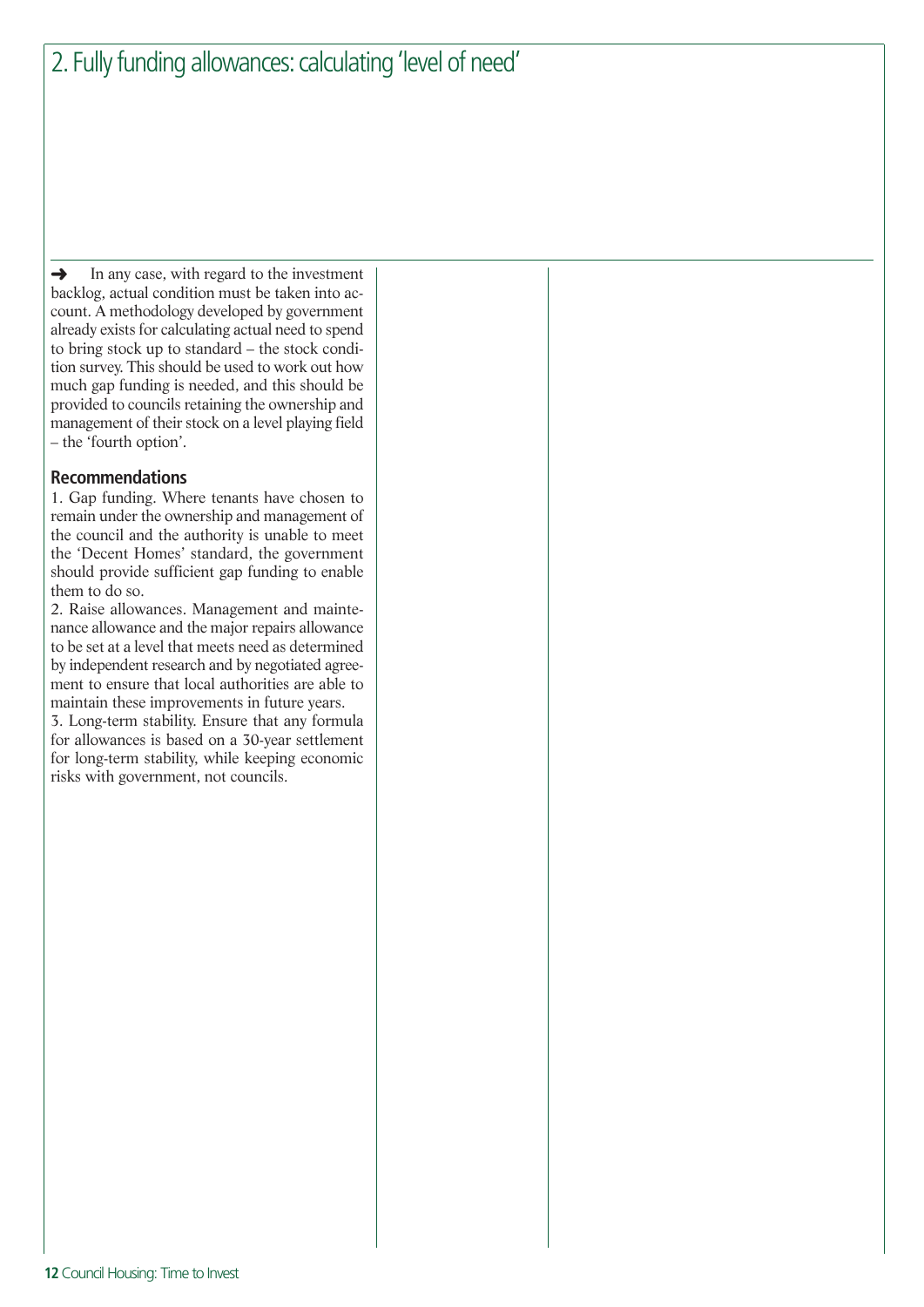## 2. Fully funding allowances: calculating 'level of need'

➜ In any case, with regard to the investment backlog, actual condition must be taken into account. A methodology developed by government already exists for calculating actual need to spend to bring stock up to standard – the stock condition survey. This should be used to work out how much gap funding is needed, and this should be provided to councils retaining the ownership and management of their stock on a level playing field – the 'fourth option'.

### Recommendations

1. Gap funding. Where tenants have chosen to remain under the ownership and management of the council and the authority is unable to meet the 'Decent Homes' standard, the government should provide sufficient gap funding to enable them to do so.
2. Raise allowances. Management and maintenance allowance and the major repairs allowance to be set at a level that meets need as determined by independent research and by negotiated agreement to ensure that local authorities are able to maintain these improvements in future years.
3. Long-term stability. Ensure that any formula for allowances is based on a 30-year settlement for long-term stability, while keeping economic risks with government, not councils.